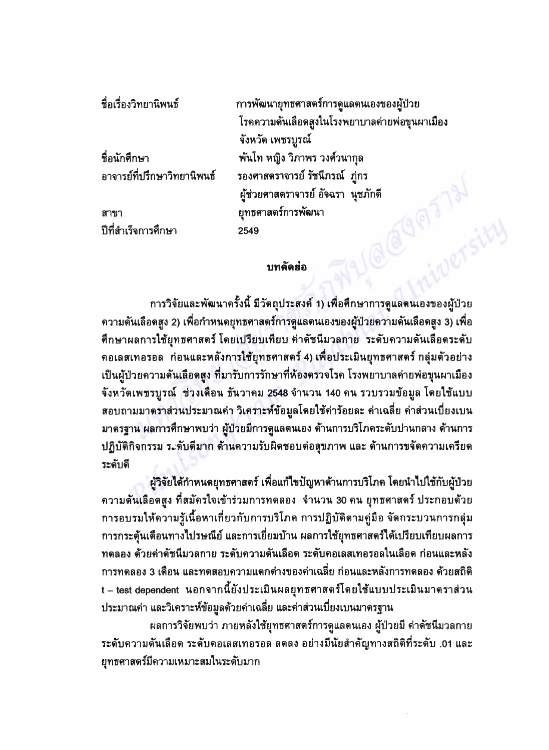| | |
|---|---|
| ชื่อเรื่องวิทยานิพนธ์ | การพัฒนายุทธศาสตร์การดูแลตนเองของผู้ป่วยโรคความดันเลือดสูงในโรงพยาบาลค่ายพ่อขุนผาเมือง จังหวัด เพชรบูรณ์ |
| ชื่อนักศึกษา | พันโท หญิง วิภาพร วงศ์วนากุล |
| อาจารย์ที่ปรึกษาวิทยานิพนธ์ | รองศาสตราจารย์ รัชนีภรณ์ ภู่กร<br>ผู้ช่วยศาสตราจารย์ อัจฉรา นุชภักดี |
| สาขา | ยุทธศาสตร์การพัฒนา |
| ปีที่สำเร็จการศึกษา | 2549 |

## บทคัดย่อ

การวิจัยและพัฒนาครั้งนี้ มีวัตถุประสงค์ 1) เพื่อศึกษาการดูแลตนเองของผู้ป่วยความดันเลือดสูง 2) เพื่อกำหนดยุทธศาสตร์การดูแลตนเองของผู้ป่วยความดันเลือดสูง 3) เพื่อศึกษาผลการใช้ยุทธศาสตร์ โดยเปรียบเทียบ ค่าดัชนีมวลกาย ระดับความดันเลือดระดับคอเลสเทอรอล ก่อนและหลังการใช้ยุทธศาสตร์ 4) เพื่อประเมินยุทธศาสตร์ กลุ่มตัวอย่างเป็นผู้ป่วยความดันเลือดสูง ที่มารับการรักษาที่ห้องตรวจโรค โรงพยาบาลค่ายพ่อขุนผาเมือง จังหวัดเพชรบูรณ์ ช่วงเดือน ธันวาคม 2548 จำนวน 140 คน รวบรวมข้อมูล โดยใช้แบบสอบถามมาตราส่วนประมาณค่า วิเคราะห์ข้อมูลโดยใช้ค่าร้อยละ ค่าเฉลี่ย ค่าส่วนเบี่ยงเบนมาตรฐาน ผลการศึกษาพบว่า ผู้ป่วยมีการดูแลตนเอง ด้านการบริโภคระดับปานกลาง ด้านการปฏิบัติกิจกรรม ระดับดีมาก ด้านความรับผิดชอบต่อสุขภาพ และ ด้านการขจัดความเครียดระดับดี

ผู้วิจัยได้กำหนดยุทธศาสตร์ เพื่อแก้ไขปัญหาด้านการบริโภค โดยนำไปใช้กับผู้ป่วยความดันเลือดสูง ที่สมัครใจเข้าร่วมการทดลอง จำนวน 30 คน ยุทธศาสตร์ ประกอบด้วยการอบรมให้ความรู้เนื้อหาเกี่ยวกับการบริโภค การปฏิบัติตามคู่มือ จัดกระบวนการกลุ่ม การกระตุ้นเตือนทางไปรษณีย์ และการเยี่ยมบ้าน ผลการใช้ยุทธศาสตร์ได้เปรียบเทียบผลการทดลอง ด้วยค่าดัชนีมวลกาย ระดับความดันเลือด ระดับคอเลสเทอรอลในเลือด ก่อนและหลังการทดลอง 3 เดือน และทดสอบความแตกต่างของค่าเฉลี่ย ก่อนและหลังการทดลอง ด้วยสถิติ t – test dependent นอกจากนี้ยังประเมินผลยุทธศาสตร์โดยใช้แบบประเมินมาตราส่วนประมาณค่า และวิเคราะห์ข้อมูลด้วยค่าเฉลี่ย และค่าส่วนเบี่ยงเบนมาตรฐาน

ผลการวิจัยพบว่า ภายหลังใช้ยุทธศาสตร์การดูแลตนเอง ผู้ป่วยมี ค่าดัชนีมวลกาย ระดับความดันเลือด ระดับคอเลสเทอรอล ลดลง อย่างมีนัยสำคัญทางสถิติที่ระดับ .01 และยุทธศาสตร์มีความเหมาะสมในระดับมาก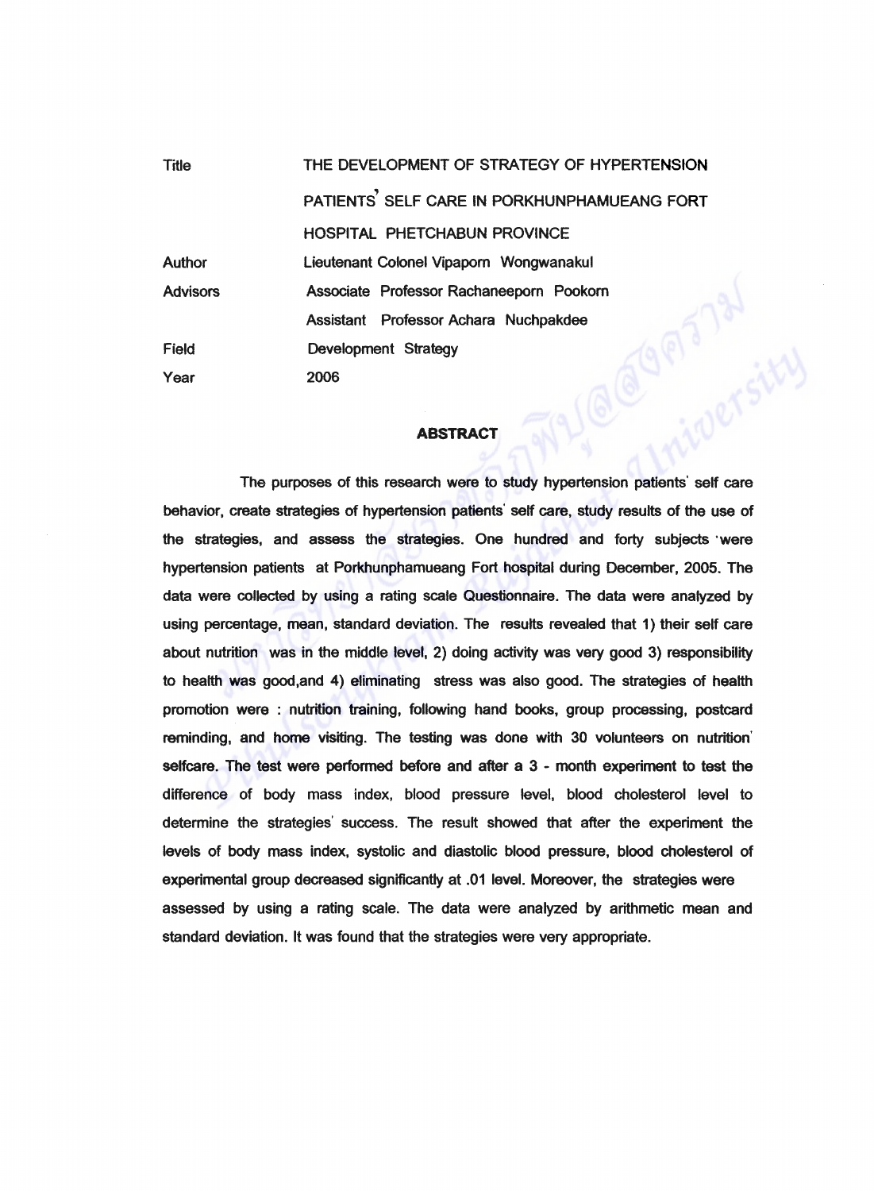| | |
|---|---|
| Title | THE DEVELOPMENT OF STRATEGY OF HYPERTENSION PATIENTS' SELF CARE IN PORKHUNPHAMUEANG FORT HOSPITAL PHETCHABUN PROVINCE |
| Author | Lieutenant Colonel Vipaporn Wongwanakul |
| Advisors | Associate Professor Rachaneeporn Pookorn |
| | Assistant Professor Achara Nuchpakdee |
| Field | Development Strategy |
| Year | 2006 |

## ABSTRACT

The purposes of this research were to study hypertension patients' self care behavior, create strategies of hypertension patients' self care, study results of the use of the strategies, and assess the strategies. One hundred and forty subjects were hypertension patients at Porkhunphamueang Fort hospital during December, 2005. The data were collected by using a rating scale Questionnaire. The data were analyzed by using percentage, mean, standard deviation. The results revealed that 1) their self care about nutrition was in the middle level, 2) doing activity was very good 3) responsibility to health was good,and 4) eliminating stress was also good. The strategies of health promotion were : nutrition training, following hand books, group processing, postcard reminding, and home visiting. The testing was done with 30 volunteers on nutrition' selfcare. The test were performed before and after a 3 - month experiment to test the difference of body mass index, blood pressure level, blood cholesterol level to determine the strategies' success. The result showed that after the experiment the levels of body mass index, systolic and diastolic blood pressure, blood cholesterol of experimental group decreased significantly at .01 level. Moreover, the strategies were assessed by using a rating scale. The data were analyzed by arithmetic mean and standard deviation. It was found that the strategies were very appropriate.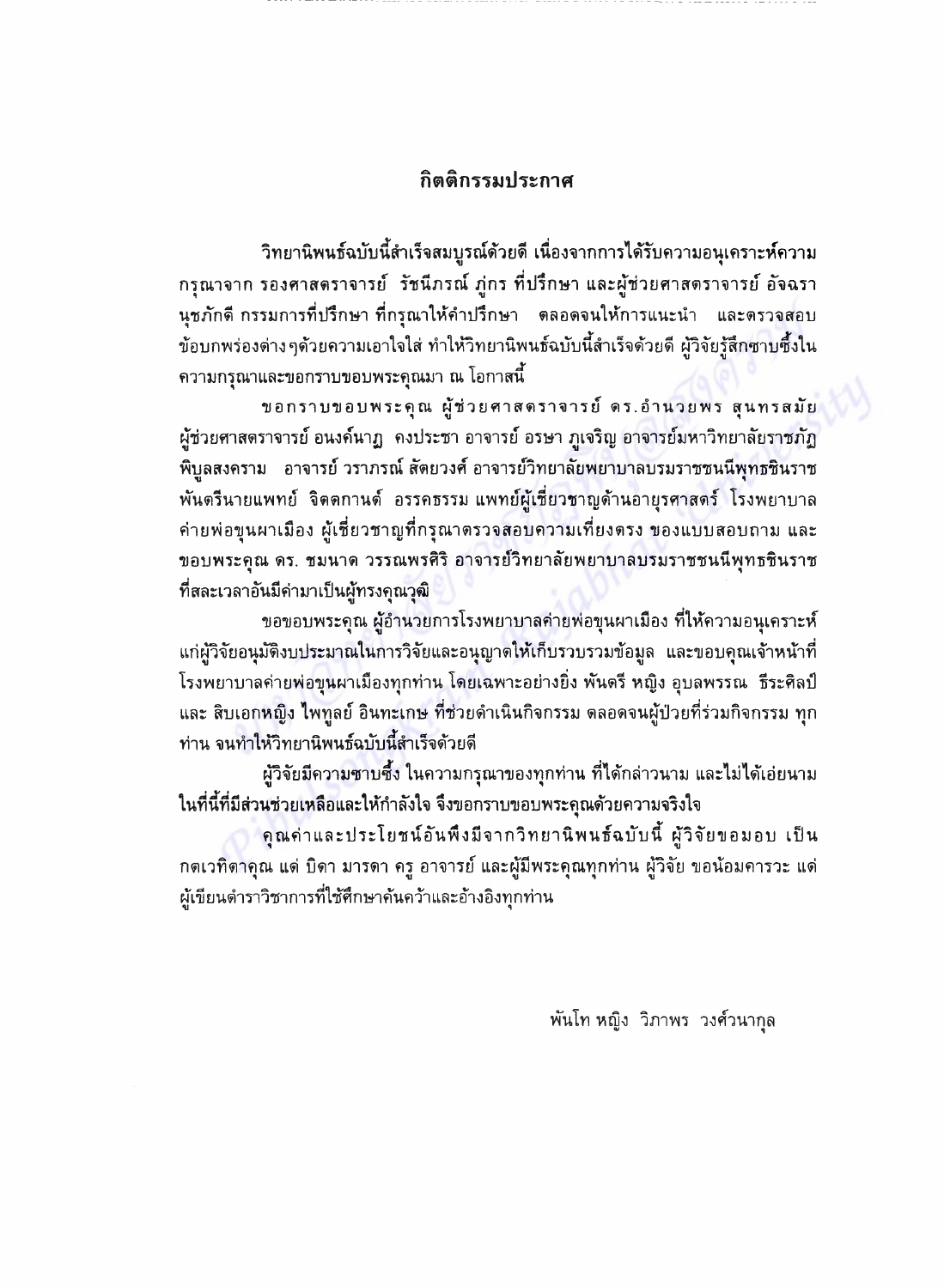# กิตติกรรมประกาศ

วิทยานิพนธ์ฉบับนี้สำเร็จสมบูรณ์ด้วยดี เนื่องจากการได้รับความอนุเคราะห์ความกรุณาจาก รองศาสตราจารย์ รัชนีภรณ์ ภู่กร ที่ปรึกษา และผู้ช่วยศาสตราจารย์ อัจฉรา นุชภักดี กรรมการที่ปรึกษา ที่กรุณาให้คำปรึกษา ตลอดจนให้การแนะนำ และตรวจสอบข้อบกพร่องต่างๆด้วยความเอาใจใส่ ทำให้วิทยานิพนธ์ฉบับนี้สำเร็จด้วยดี ผู้วิจัยรู้สึกซาบซึ้งในความกรุณาและขอกราบขอบพระคุณมา ณ โอกาสนี้

ขอกราบขอบพระคุณ ผู้ช่วยศาสตราจารย์ ดร.อำนวยพร สุนทรสมัย ผู้ช่วยศาสตราจารย์ อนงค์นาฏ คงประชา อาจารย์ อรษา ภูเจริญ อาจารย์มหาวิทยาลัยราชภัฏพิบูลสงคราม อาจารย์ วราภรณ์ สัตยวงศ์ อาจารย์วิทยาลัยพยาบาลบรมราชชนนีพุทธชินราช พันตรีนายแพทย์ จิตตกานต์ อรรคธรรม แพทย์ผู้เชี่ยวชาญด้านอายุรศาสตร์ โรงพยาบาลค่ายพ่อขุนผาเมือง ผู้เชี่ยวชาญที่กรุณาตรวจสอบความเที่ยงตรง ของแบบสอบถาม และขอบพระคุณ ดร. ชมนาด วรรณพรศิริ อาจารย์วิทยาลัยพยาบาลบรมราชชนนีพุทธชินราช ที่สละเวลาอันมีค่ามาเป็นผู้ทรงคุณวุฒิ

ขอขอบพระคุณ ผู้อำนวยการโรงพยาบาลค่ายพ่อขุนผาเมือง ที่ให้ความอนุเคราะห์แก่ผู้วิจัยอนุมัติงบประมาณในการวิจัยและอนุญาตให้เก็บรวบรวมข้อมูล และขอบคุณเจ้าหน้าที่โรงพยาบาลค่ายพ่อขุนผาเมืองทุกท่าน โดยเฉพาะอย่างยิ่ง พันตรี หญิง อุบลพรรณ ธีระศิลป์ และ สิบเอกหญิง ไพฑูลย์ อินทะเกษ ที่ช่วยดำเนินกิจกรรม ตลอดจนผู้ป่วยที่ร่วมกิจกรรม ทุกท่าน จนทำให้วิทยานิพนธ์ฉบับนี้สำเร็จด้วยดี

ผู้วิจัยมีความซาบซึ้ง ในความกรุณาของทุกท่าน ที่ได้กล่าวนาม และไม่ได้เอ่ยนาม ในที่นี้ที่มีส่วนช่วยเหลือและให้กำลังใจ จึงขอกราบขอบพระคุณด้วยความจริงใจ

คุณค่าและประโยชน์อันพึงมีจากวิทยานิพนธ์ฉบับนี้ ผู้วิจัยขอมอบ เป็นกตเวทิตาคุณ แด่ บิดา มารดา ครู อาจารย์ และผู้มีพระคุณทุกท่าน ผู้วิจัย ขอน้อมคารวะ แด่ผู้เขียนตำราวิชาการที่ใช้ศึกษาค้นคว้าและอ้างอิงทุกท่าน

พันโท หญิง วิภาพร วงศ์วนากุล